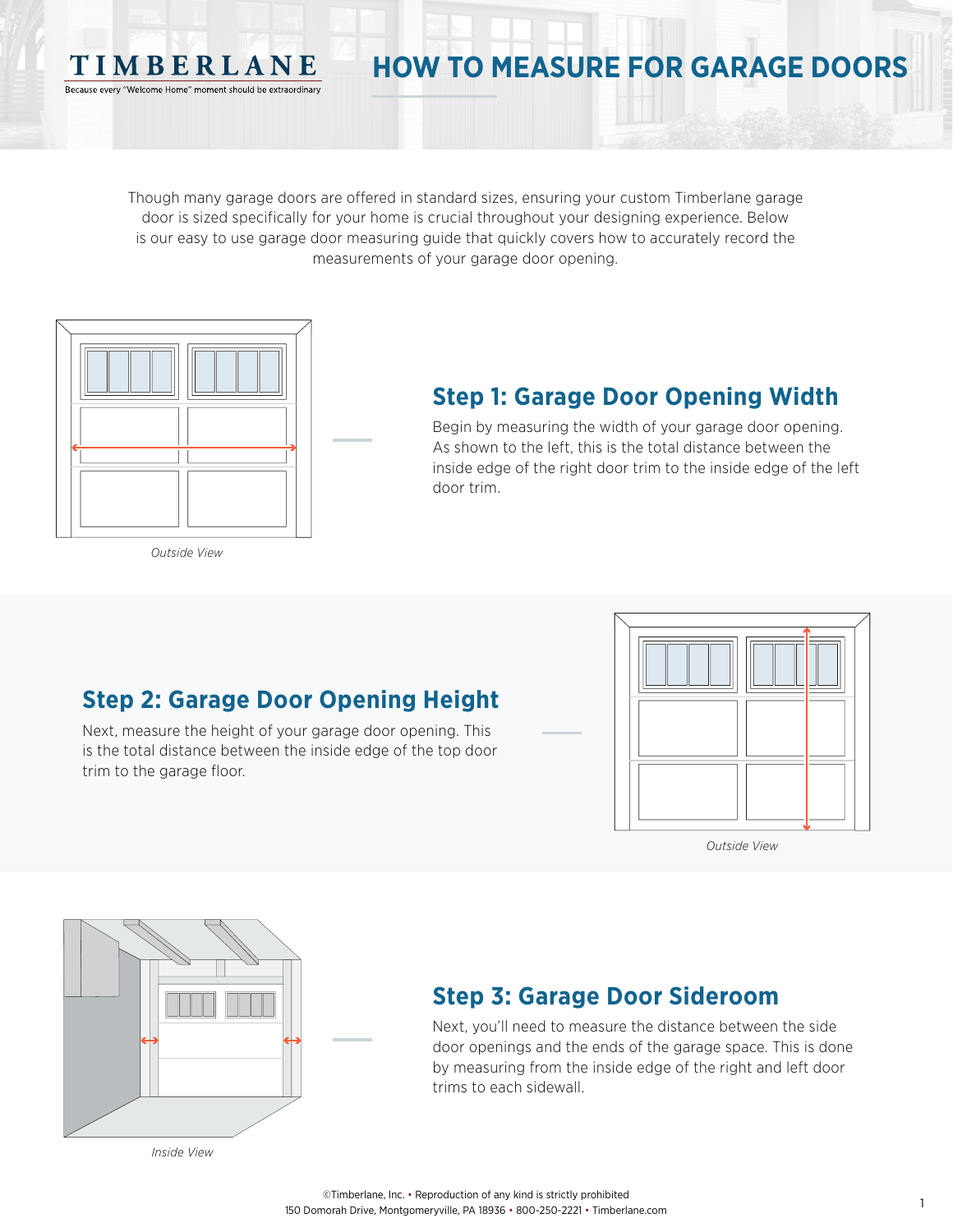TIMBERLANE

Because every "Welcome Home" moment should be extraordinary

# HOW TO MEASURE FOR GARAGE DOORS

Though many garage doors are offered in standard sizes, ensuring your custom Timberlane garage door is sized specifically for your home is crucial throughout your designing experience. Below is our easy to use garage door measuring guide that quickly covers how to accurately record the measurements of your garage door opening.

*Outside View*

## Step 1: Garage Door Opening Width

Begin by measuring the width of your garage door opening. As shown to the left, this is the total distance between the inside edge of the right door trim to the inside edge of the left door trim.

## Step 2: Garage Door Opening Height

Next, measure the height of your garage door opening. This is the total distance between the inside edge of the top door trim to the garage floor.

*Outside View*

*Inside View*

## Step 3: Garage Door Sideroom

Next, you'll need to measure the distance between the side door openings and the ends of the garage space. This is done by measuring from the inside edge of the right and left door trims to each sidewall.

©Timberlane, Inc. • Reproduction of any kind is strictly prohibited
150 Domorah Drive, Montgomeryville, PA 18936 • 800-250-2221 • Timberlane.com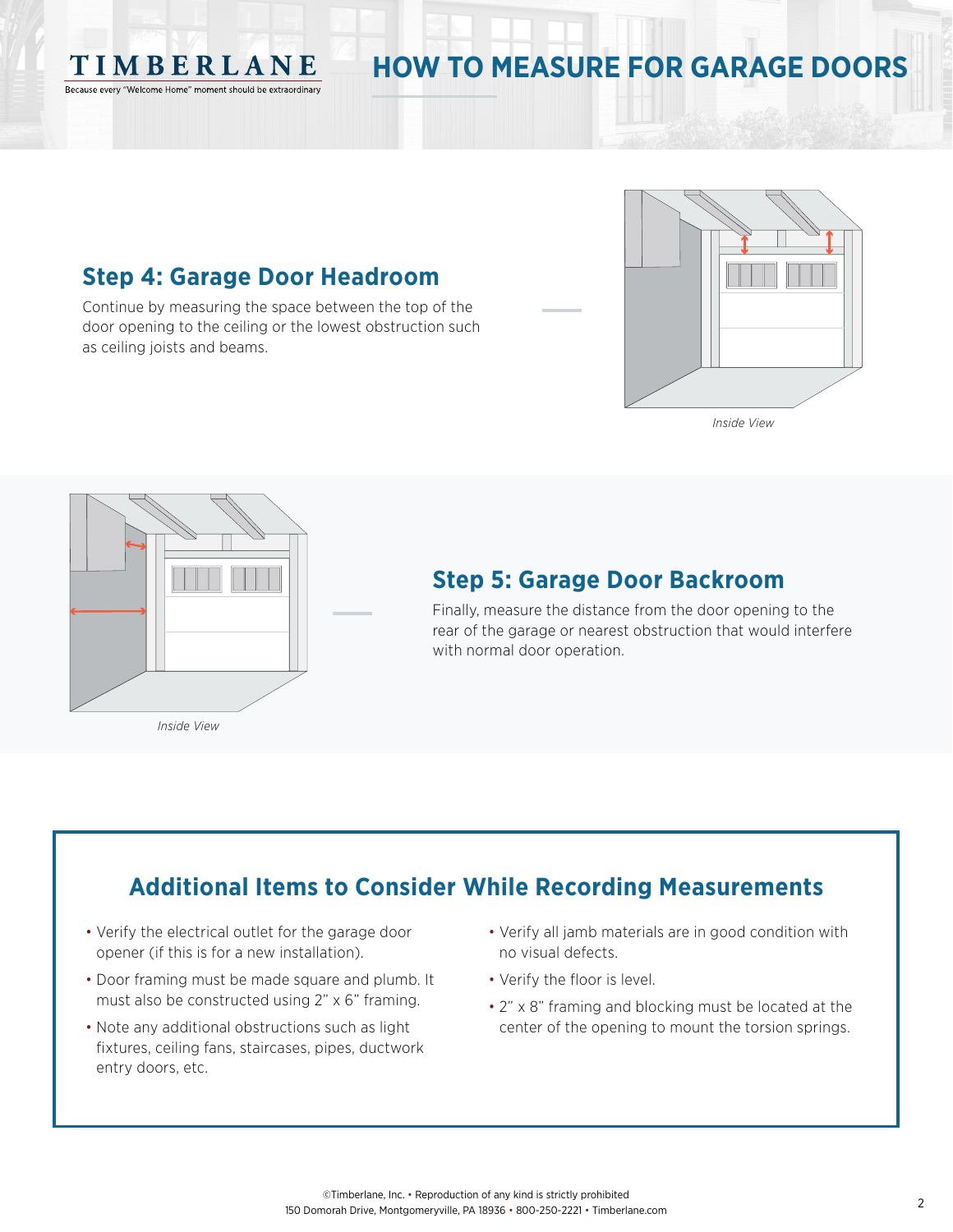## Step 4: Garage Door Headroom

Continue by measuring the space between the top of the door opening to the ceiling or the lowest obstruction such as ceiling joists and beams.

*Inside View*

## Step 5: Garage Door Backroom

Finally, measure the distance from the door opening to the rear of the garage or nearest obstruction that would interfere with normal door operation.

*Inside View*

## Additional Items to Consider While Recording Measurements

- Verify the electrical outlet for the garage door opener (if this is for a new installation).
- Door framing must be made square and plumb. It must also be constructed using 2" x 6" framing.
- Note any additional obstructions such as light fixtures, ceiling fans, staircases, pipes, ductwork entry doors, etc.
- Verify all jamb materials are in good condition with no visual defects.
- Verify the floor is level.
- 2" x 8" framing and blocking must be located at the center of the opening to mount the torsion springs.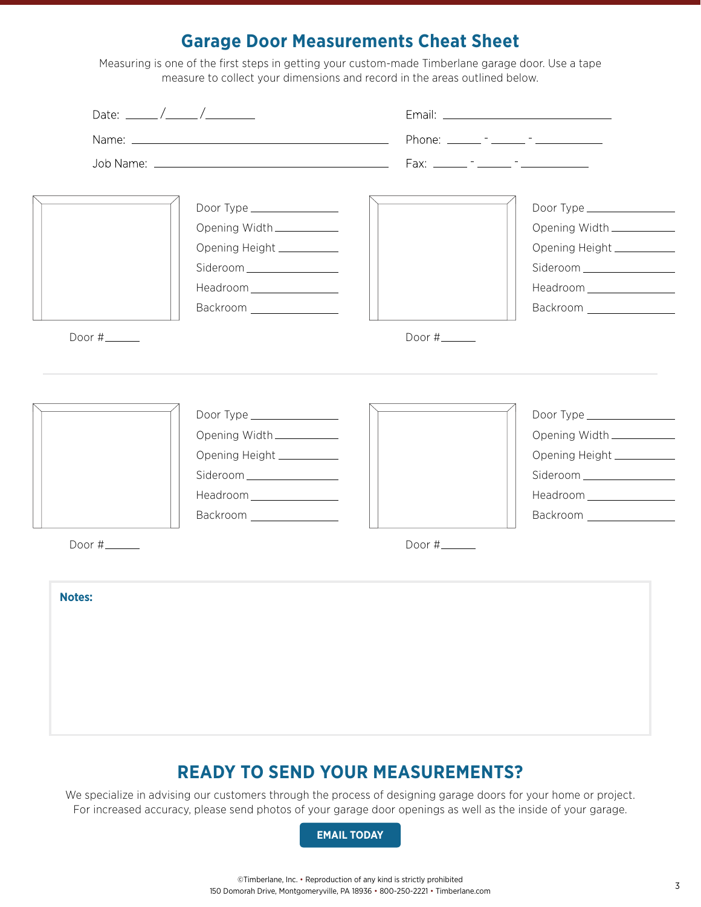# Garage Door Measurements Cheat Sheet

Measuring is one of the first steps in getting your custom-made Timberlane garage door. Use a tape measure to collect your dimensions and record in the areas outlined below.

Date: ______ /______ /________

Email: ______________________________

Name: ______________________________

Phone: ______ - ______ - ___________

Job Name: ______________________________

Fax: ______ - ______ - ___________

Door Type ______________

Opening Width ______________

Opening Height ______________

Sideroom ______________

Headroom ______________

Backroom ______________

Door # ______

Door Type ______________

Opening Width ______________

Opening Height ______________

Sideroom ______________

Headroom ______________

Backroom ______________

Door # ______

Door Type ______________

Opening Width ______________

Opening Height ______________

Sideroom ______________

Headroom ______________

Backroom ______________

Door # ______

Door Type ______________

Opening Width ______________

Opening Height ______________

Sideroom ______________

Headroom ______________

Backroom ______________

Door # ______

**Notes:**

## READY TO SEND YOUR MEASUREMENTS?

We specialize in advising our customers through the process of designing garage doors for your home or project. For increased accuracy, please send photos of your garage door openings as well as the inside of your garage.

**EMAIL TODAY**

©Timberlane, Inc. • Reproduction of any kind is strictly prohibited
150 Domorah Drive, Montgomeryville, PA 18936 • 800-250-2221 • Timberlane.com